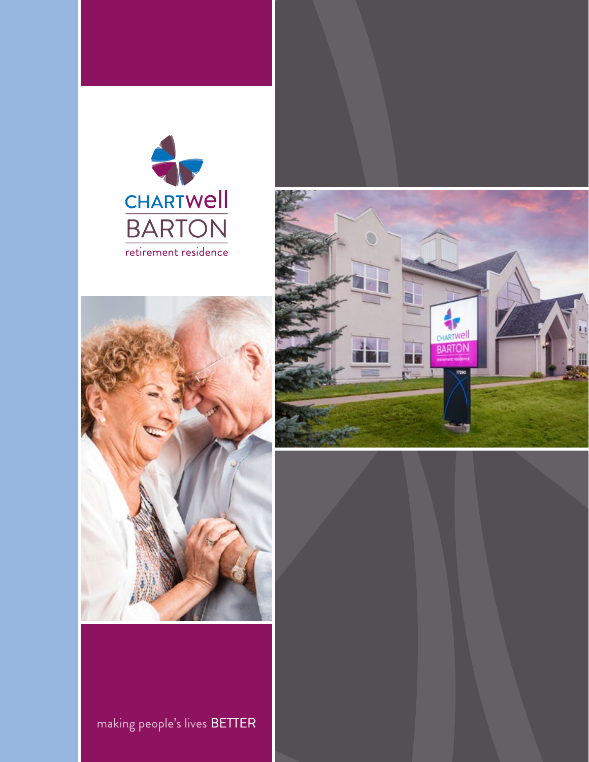CHARTWELL

BARTON

retirement residence

making people's lives BETTER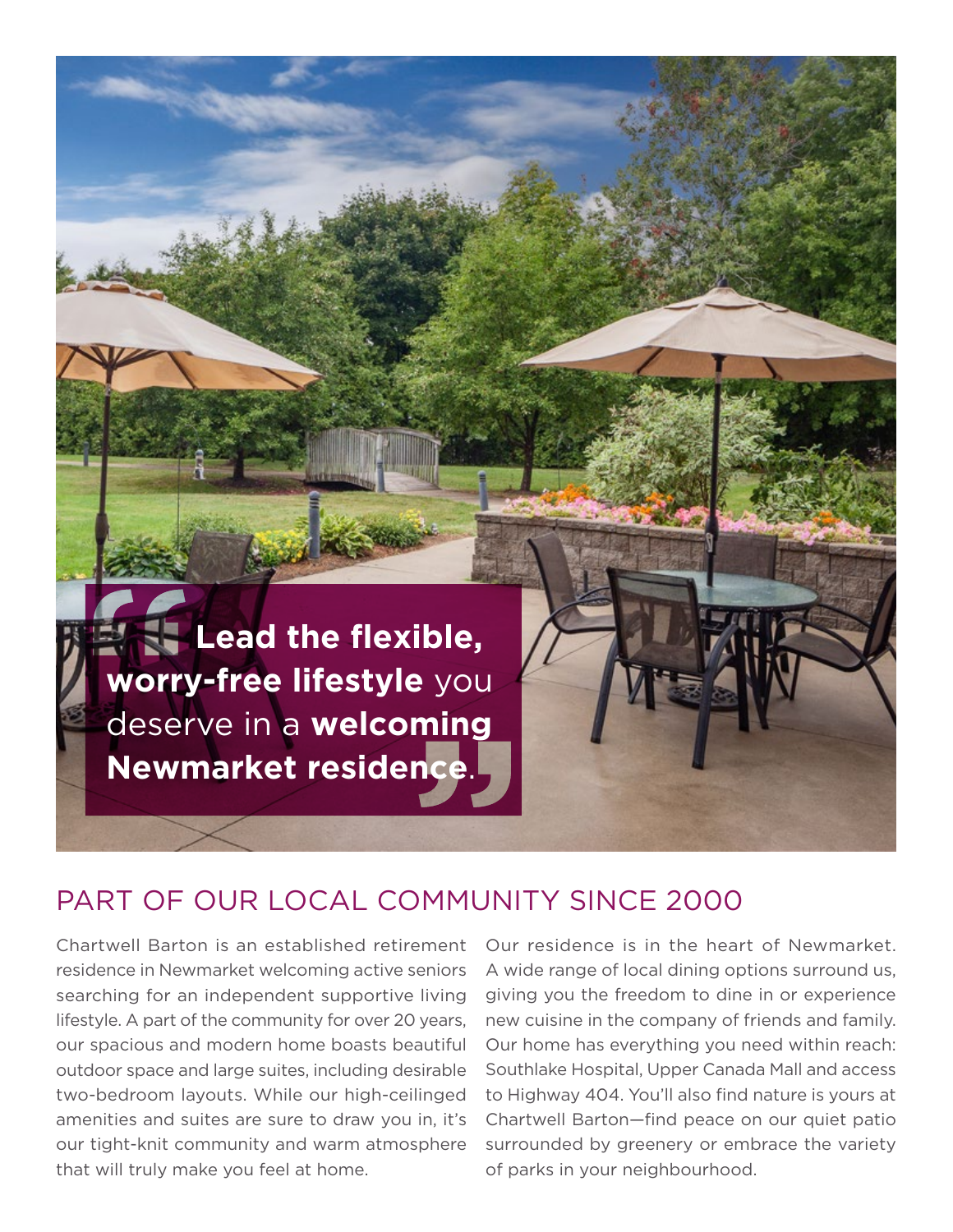> **Lead the flexible, worry-free lifestyle** you deserve in a **welcoming Newmarket residence**.

## PART OF OUR LOCAL COMMUNITY SINCE 2000

Chartwell Barton is an established retirement residence in Newmarket welcoming active seniors searching for an independent supportive living lifestyle. A part of the community for over 20 years, our spacious and modern home boasts beautiful outdoor space and large suites, including desirable two-bedroom layouts. While our high-ceilinged amenities and suites are sure to draw you in, it's our tight-knit community and warm atmosphere that will truly make you feel at home.

Our residence is in the heart of Newmarket. A wide range of local dining options surround us, giving you the freedom to dine in or experience new cuisine in the company of friends and family. Our home has everything you need within reach: Southlake Hospital, Upper Canada Mall and access to Highway 404. You'll also find nature is yours at Chartwell Barton—find peace on our quiet patio surrounded by greenery or embrace the variety of parks in your neighbourhood.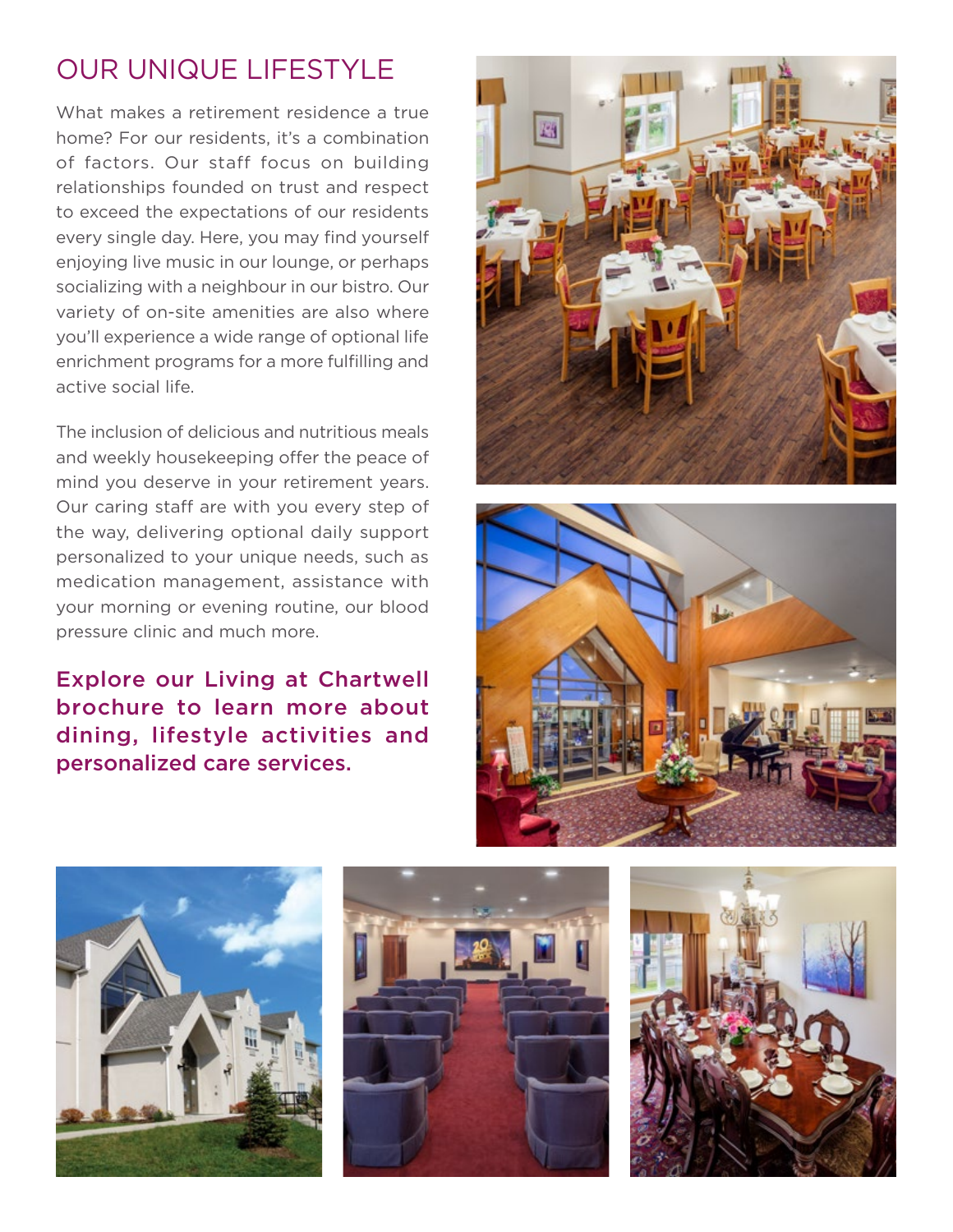# OUR UNIQUE LIFESTYLE

What makes a retirement residence a true home? For our residents, it's a combination of factors. Our staff focus on building relationships founded on trust and respect to exceed the expectations of our residents every single day. Here, you may find yourself enjoying live music in our lounge, or perhaps socializing with a neighbour in our bistro. Our variety of on-site amenities are also where you'll experience a wide range of optional life enrichment programs for a more fulfilling and active social life.

The inclusion of delicious and nutritious meals and weekly housekeeping offer the peace of mind you deserve in your retirement years. Our caring staff are with you every step of the way, delivering optional daily support personalized to your unique needs, such as medication management, assistance with your morning or evening routine, our blood pressure clinic and much more.

**Explore our Living at Chartwell brochure to learn more about dining, lifestyle activities and personalized care services.**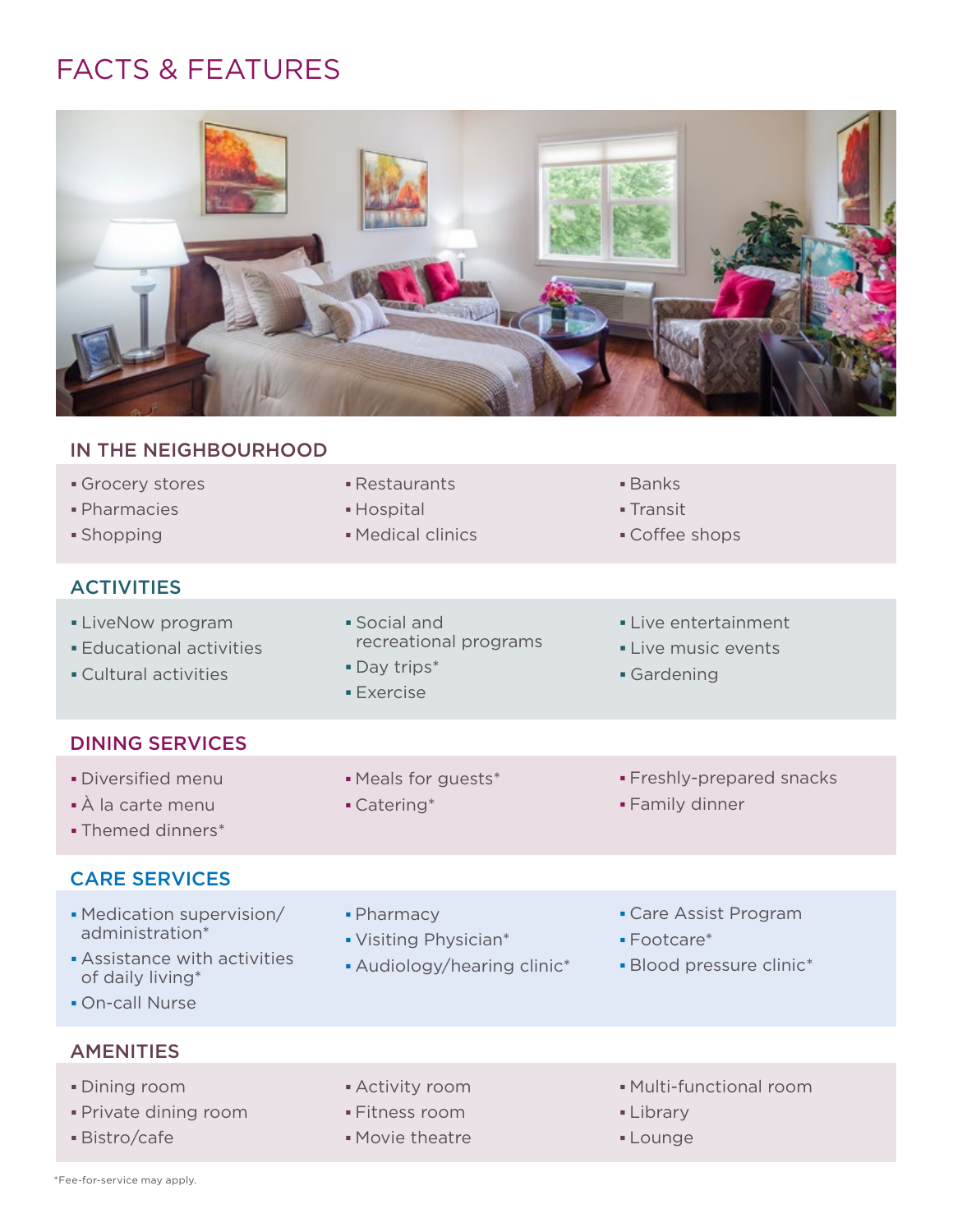# FACTS & FEATURES

## IN THE NEIGHBOURHOOD

- Grocery stores
- Pharmacies
- Shopping
- Restaurants
- Hospital
- Medical clinics
- Banks
- Transit
- Coffee shops

## ACTIVITIES

- LiveNow program
- Educational activities
- Cultural activities
- Social and recreational programs
- Day trips*
- Exercise
- Live entertainment
- Live music events
- Gardening

## DINING SERVICES

- Diversified menu
- À la carte menu
- Themed dinners*
- Meals for guests*
- Catering*
- Freshly-prepared snacks
- Family dinner

## CARE SERVICES

- Medication supervision/ administration*
- Assistance with activities of daily living*
- On-call Nurse
- Pharmacy
- Visiting Physician*
- Audiology/hearing clinic*
- Care Assist Program
- Footcare*
- Blood pressure clinic*

## AMENITIES

- Dining room
- Private dining room
- Bistro/cafe
- Activity room
- Fitness room
- Movie theatre
- Multi-functional room
- Library
- Lounge

*Fee-for-service may apply.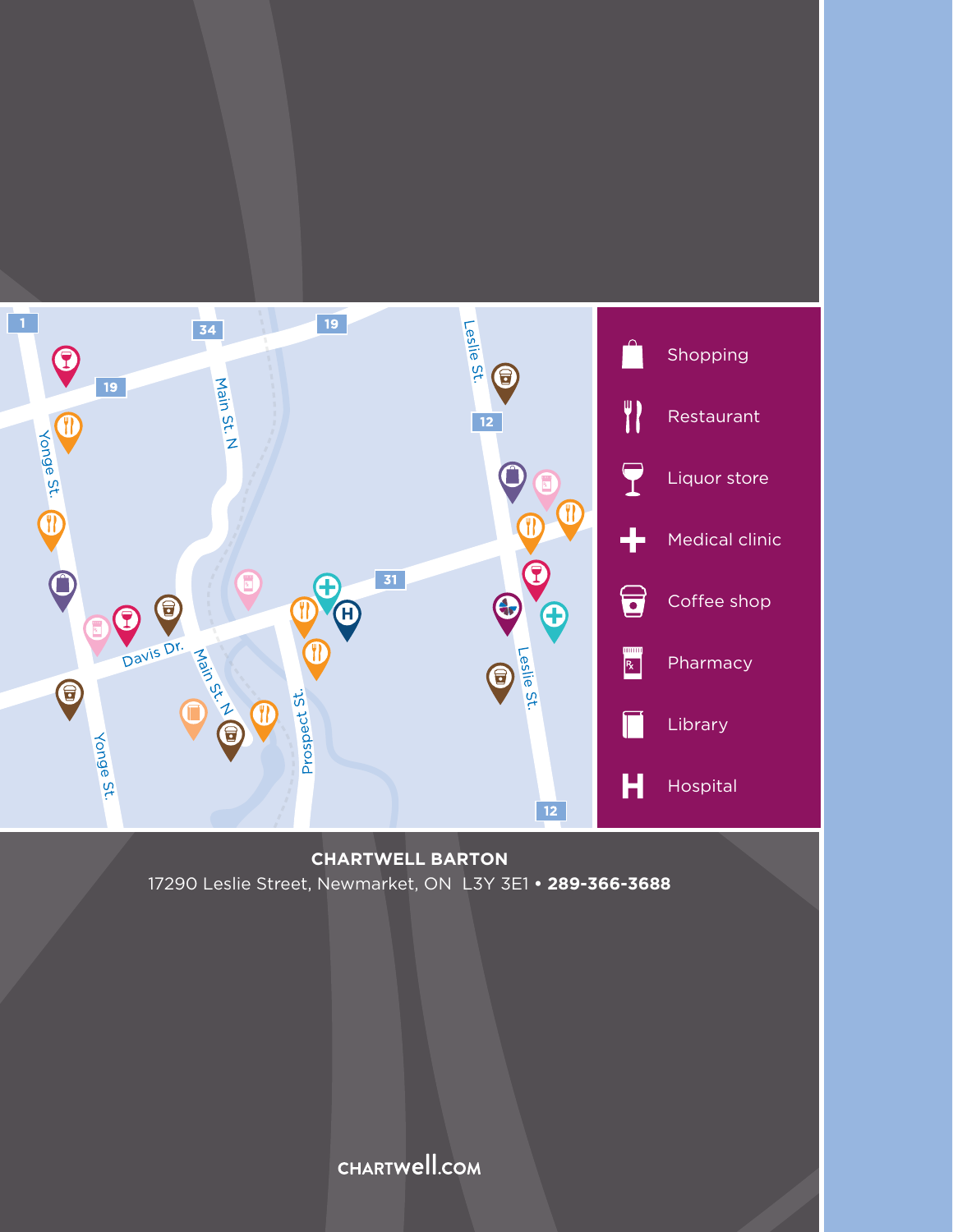1

34

19

19

Main St. N

Leslie St.

12

Yonge St.

31

Davis Dr.

Main St. N

Prospect St.

Leslie St.

Yonge St.

12

Shopping

Restaurant

Liquor store

Medical clinic

Coffee shop

Pharmacy

Library

Hospital

**CHARTWELL BARTON**

17290 Leslie Street, Newmarket, ON L3Y 3E1 • **289-366-3688**

CHARTWELL.COM